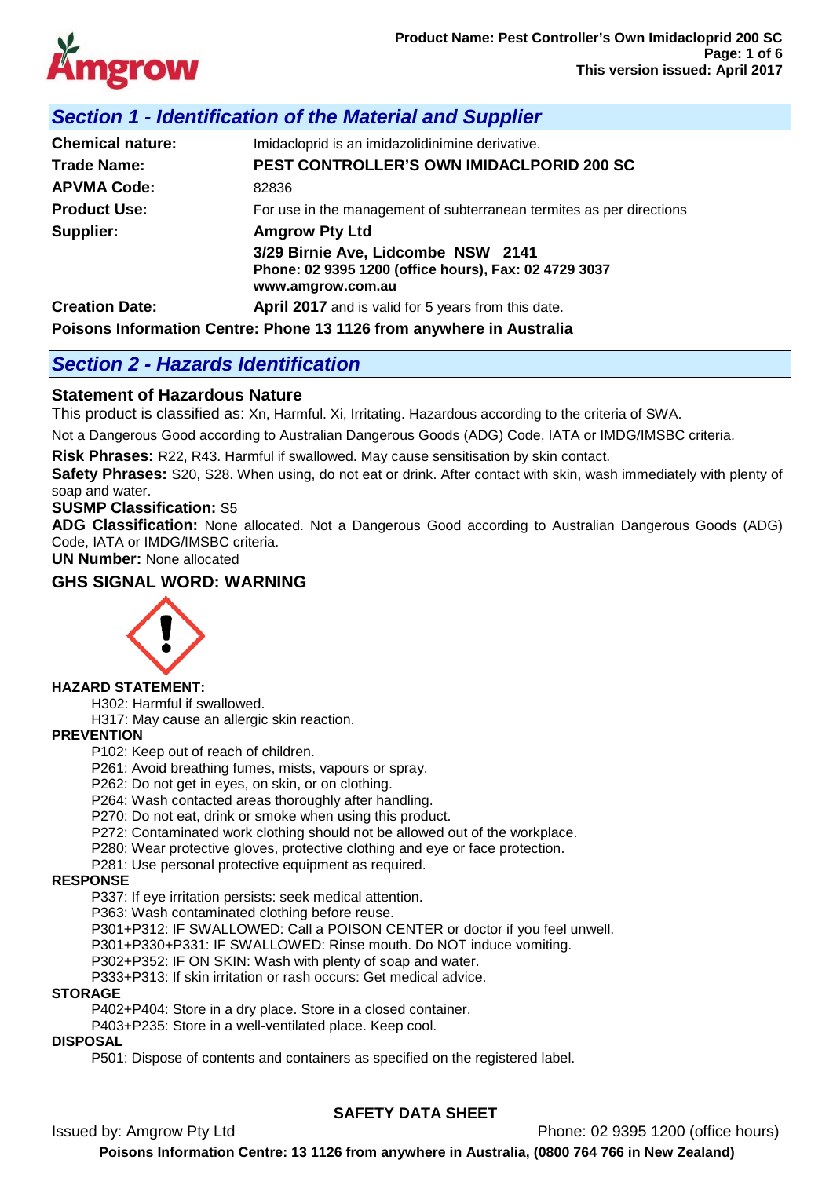## Section 1 - Identification of the Material and Supplier

**Chemical nature:** Imidacloprid is an imidazolidinimine derivative.

**Trade Name:** **PEST CONTROLLER'S OWN IMIDACLPORID 200 SC**

**APVMA Code:** 82836

**Product Use:** For use in the management of subterranean termites as per directions

**Supplier:** **Amgrow Pty Ltd**
**3/29 Birnie Ave, Lidcombe NSW 2141**
**Phone: 02 9395 1200 (office hours), Fax: 02 4729 3037**
**www.amgrow.com.au**

**Creation Date:** **April 2017** and is valid for 5 years from this date.

**Poisons Information Centre: Phone 13 1126 from anywhere in Australia**

## Section 2 - Hazards Identification

### Statement of Hazardous Nature

This product is classified as: Xn, Harmful. Xi, Irritating. Hazardous according to the criteria of SWA.

Not a Dangerous Good according to Australian Dangerous Goods (ADG) Code, IATA or IMDG/IMSBC criteria.

**Risk Phrases:** R22, R43. Harmful if swallowed. May cause sensitisation by skin contact.

**Safety Phrases:** S20, S28. When using, do not eat or drink. After contact with skin, wash immediately with plenty of soap and water.

**SUSMP Classification:** S5

**ADG Classification:** None allocated. Not a Dangerous Good according to Australian Dangerous Goods (ADG) Code, IATA or IMDG/IMSBC criteria.

**UN Number:** None allocated

### GHS SIGNAL WORD: WARNING

**HAZARD STATEMENT:**

- H302: Harmful if swallowed.
- H317: May cause an allergic skin reaction.

**PREVENTION**

- P102: Keep out of reach of children.
- P261: Avoid breathing fumes, mists, vapours or spray.
- P262: Do not get in eyes, on skin, or on clothing.
- P264: Wash contacted areas thoroughly after handling.
- P270: Do not eat, drink or smoke when using this product.
- P272: Contaminated work clothing should not be allowed out of the workplace.
- P280: Wear protective gloves, protective clothing and eye or face protection.
- P281: Use personal protective equipment as required.

**RESPONSE**

- P337: If eye irritation persists: seek medical attention.
- P363: Wash contaminated clothing before reuse.
- P301+P312: IF SWALLOWED: Call a POISON CENTER or doctor if you feel unwell.
- P301+P330+P331: IF SWALLOWED: Rinse mouth. Do NOT induce vomiting.
- P302+P352: IF ON SKIN: Wash with plenty of soap and water.
- P333+P313: If skin irritation or rash occurs: Get medical advice.

**STORAGE**

- P402+P404: Store in a dry place. Store in a closed container.
- P403+P235: Store in a well-ventilated place. Keep cool.

**DISPOSAL**

- P501: Dispose of contents and containers as specified on the registered label.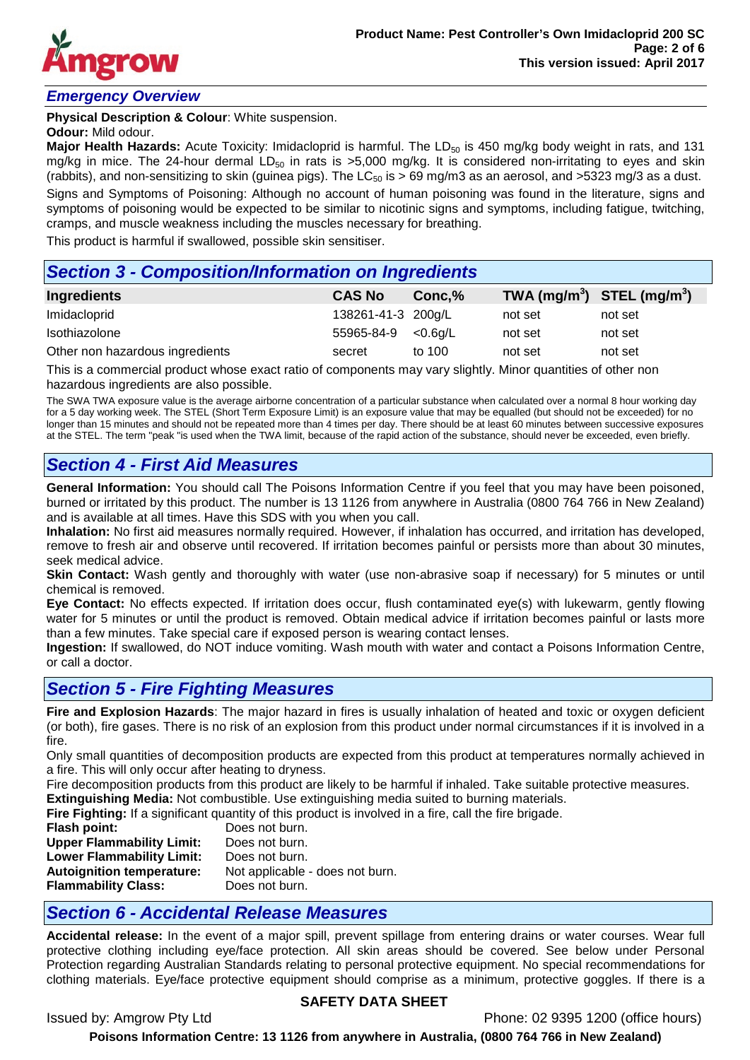## Emergency Overview

**Physical Description & Colour**: White suspension.
**Odour:** Mild odour.
**Major Health Hazards:** Acute Toxicity: Imidacloprid is harmful. The $LD_{50}$ is 450 mg/kg body weight in rats, and 131 mg/kg in mice. The 24-hour dermal $LD_{50}$ in rats is >5,000 mg/kg. It is considered non-irritating to eyes and skin (rabbits), and non-sensitizing to skin (guinea pigs). The $LC_{50}$ is > 69 mg/m3 as an aerosol, and >5323 mg/3 as a dust.
Signs and Symptoms of Poisoning: Although no account of human poisoning was found in the literature, signs and symptoms of poisoning would be expected to be similar to nicotinic signs and symptoms, including fatigue, twitching, cramps, and muscle weakness including the muscles necessary for breathing.
This product is harmful if swallowed, possible skin sensitiser.

## Section 3 - Composition/Information on Ingredients

| Ingredients | CAS No | Conc,% | TWA ($mg/m^3$) | STEL ($mg/m^3$) |
|---|---|---|---|---|
| Imidacloprid | 138261-41-3 | 200g/L | not set | not set |
| Isothiazolone | 55965-84-9 | <0.6g/L | not set | not set |
| Other non hazardous ingredients | secret | to 100 | not set | not set |

This is a commercial product whose exact ratio of components may vary slightly. Minor quantities of other non hazardous ingredients are also possible.

The SWA TWA exposure value is the average airborne concentration of a particular substance when calculated over a normal 8 hour working day for a 5 day working week. The STEL (Short Term Exposure Limit) is an exposure value that may be equalled (but should not be exceeded) for no longer than 15 minutes and should not be repeated more than 4 times per day. There should be at least 60 minutes between successive exposures at the STEL. The term "peak "is used when the TWA limit, because of the rapid action of the substance, should never be exceeded, even briefly.

## Section 4 - First Aid Measures

**General Information:** You should call The Poisons Information Centre if you feel that you may have been poisoned, burned or irritated by this product. The number is 13 1126 from anywhere in Australia (0800 764 766 in New Zealand) and is available at all times. Have this SDS with you when you call.
**Inhalation:** No first aid measures normally required. However, if inhalation has occurred, and irritation has developed, remove to fresh air and observe until recovered. If irritation becomes painful or persists more than about 30 minutes, seek medical advice.
**Skin Contact:** Wash gently and thoroughly with water (use non-abrasive soap if necessary) for 5 minutes or until chemical is removed.
**Eye Contact:** No effects expected. If irritation does occur, flush contaminated eye(s) with lukewarm, gently flowing water for 5 minutes or until the product is removed. Obtain medical advice if irritation becomes painful or lasts more than a few minutes. Take special care if exposed person is wearing contact lenses.
**Ingestion:** If swallowed, do NOT induce vomiting. Wash mouth with water and contact a Poisons Information Centre, or call a doctor.

## Section 5 - Fire Fighting Measures

**Fire and Explosion Hazards**: The major hazard in fires is usually inhalation of heated and toxic or oxygen deficient (or both), fire gases. There is no risk of an explosion from this product under normal circumstances if it is involved in a fire.
Only small quantities of decomposition products are expected from this product at temperatures normally achieved in a fire. This will only occur after heating to dryness.
Fire decomposition products from this product are likely to be harmful if inhaled. Take suitable protective measures.
**Extinguishing Media:** Not combustible. Use extinguishing media suited to burning materials.
**Fire Fighting:** If a significant quantity of this product is involved in a fire, call the fire brigade.

**Flash point:** Does not burn.
**Upper Flammability Limit:** Does not burn.
**Lower Flammability Limit:** Does not burn.
**Autoignition temperature:** Not applicable - does not burn.
**Flammability Class:** Does not burn.

## Section 6 - Accidental Release Measures

**Accidental release:** In the event of a major spill, prevent spillage from entering drains or water courses. Wear full protective clothing including eye/face protection. All skin areas should be covered. See below under Personal Protection regarding Australian Standards relating to personal protective equipment. No special recommendations for clothing materials. Eye/face protective equipment should comprise as a minimum, protective goggles. If there is a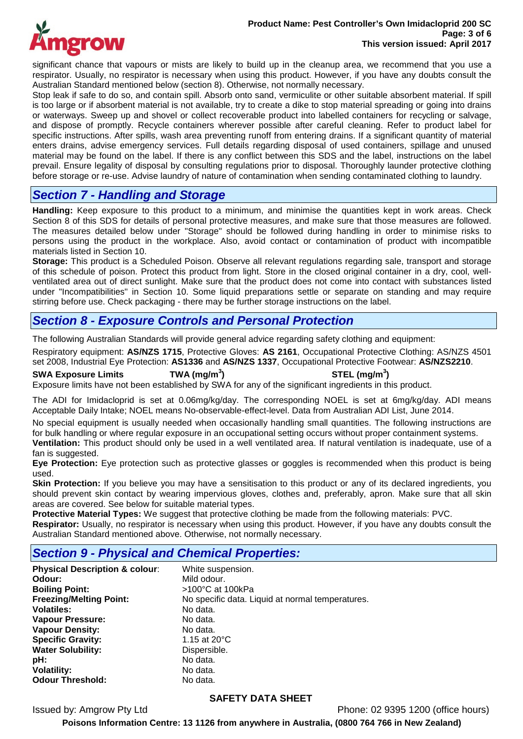significant chance that vapours or mists are likely to build up in the cleanup area, we recommend that you use a respirator. Usually, no respirator is necessary when using this product. However, if you have any doubts consult the Australian Standard mentioned below (section 8). Otherwise, not normally necessary.

Stop leak if safe to do so, and contain spill. Absorb onto sand, vermiculite or other suitable absorbent material. If spill is too large or if absorbent material is not available, try to create a dike to stop material spreading or going into drains or waterways. Sweep up and shovel or collect recoverable product into labelled containers for recycling or salvage, and dispose of promptly. Recycle containers wherever possible after careful cleaning. Refer to product label for specific instructions. After spills, wash area preventing runoff from entering drains. If a significant quantity of material enters drains, advise emergency services. Full details regarding disposal of used containers, spillage and unused material may be found on the label. If there is any conflict between this SDS and the label, instructions on the label prevail. Ensure legality of disposal by consulting regulations prior to disposal. Thoroughly launder protective clothing before storage or re-use. Advise laundry of nature of contamination when sending contaminated clothing to laundry.

## *Section 7 - Handling and Storage*

**Handling:** Keep exposure to this product to a minimum, and minimise the quantities kept in work areas. Check Section 8 of this SDS for details of personal protective measures, and make sure that those measures are followed. The measures detailed below under "Storage" should be followed during handling in order to minimise risks to persons using the product in the workplace. Also, avoid contact or contamination of product with incompatible materials listed in Section 10.

**Storage:** This product is a Scheduled Poison. Observe all relevant regulations regarding sale, transport and storage of this schedule of poison. Protect this product from light. Store in the closed original container in a dry, cool, well-ventilated area out of direct sunlight. Make sure that the product does not come into contact with substances listed under "Incompatibilities" in Section 10. Some liquid preparations settle or separate on standing and may require stirring before use. Check packaging - there may be further storage instructions on the label.

## *Section 8 - Exposure Controls and Personal Protection*

The following Australian Standards will provide general advice regarding safety clothing and equipment:

Respiratory equipment: **AS/NZS 1715**, Protective Gloves: **AS 2161**, Occupational Protective Clothing: AS/NZS 4501 set 2008, Industrial Eye Protection: **AS1336** and **AS/NZS 1337**, Occupational Protective Footwear: **AS/NZS2210**.

| SWA Exposure Limits | TWA ($mg/m^3$) | STEL ($mg/m^3$) |
|---|---|---|

Exposure limits have not been established by SWA for any of the significant ingredients in this product.

The ADI for Imidacloprid is set at 0.06mg/kg/day. The corresponding NOEL is set at 6mg/kg/day. ADI means Acceptable Daily Intake; NOEL means No-observable-effect-level. Data from Australian ADI List, June 2014.

No special equipment is usually needed when occasionally handling small quantities. The following instructions are for bulk handling or where regular exposure in an occupational setting occurs without proper containment systems.

**Ventilation:** This product should only be used in a well ventilated area. If natural ventilation is inadequate, use of a fan is suggested.

**Eye Protection:** Eye protection such as protective glasses or goggles is recommended when this product is being used.

**Skin Protection:** If you believe you may have a sensitisation to this product or any of its declared ingredients, you should prevent skin contact by wearing impervious gloves, clothes and, preferably, apron. Make sure that all skin areas are covered. See below for suitable material types.

**Protective Material Types:** We suggest that protective clothing be made from the following materials: PVC.

**Respirator:** Usually, no respirator is necessary when using this product. However, if you have any doubts consult the Australian Standard mentioned above. Otherwise, not normally necessary.

## *Section 9 - Physical and Chemical Properties:*

| | |
|---|---|
| **Physical Description & colour**: | White suspension. |
| **Odour:** | Mild odour. |
| **Boiling Point:** | >100°C at 100kPa |
| **Freezing/Melting Point:** | No specific data. Liquid at normal temperatures. |
| **Volatiles:** | No data. |
| **Vapour Pressure:** | No data. |
| **Vapour Density:** | No data. |
| **Specific Gravity:** | 1.15 at 20°C |
| **Water Solubility:** | Dispersible. |
| **pH:** | No data. |
| **Volatility:** | No data. |
| **Odour Threshold:** | No data. |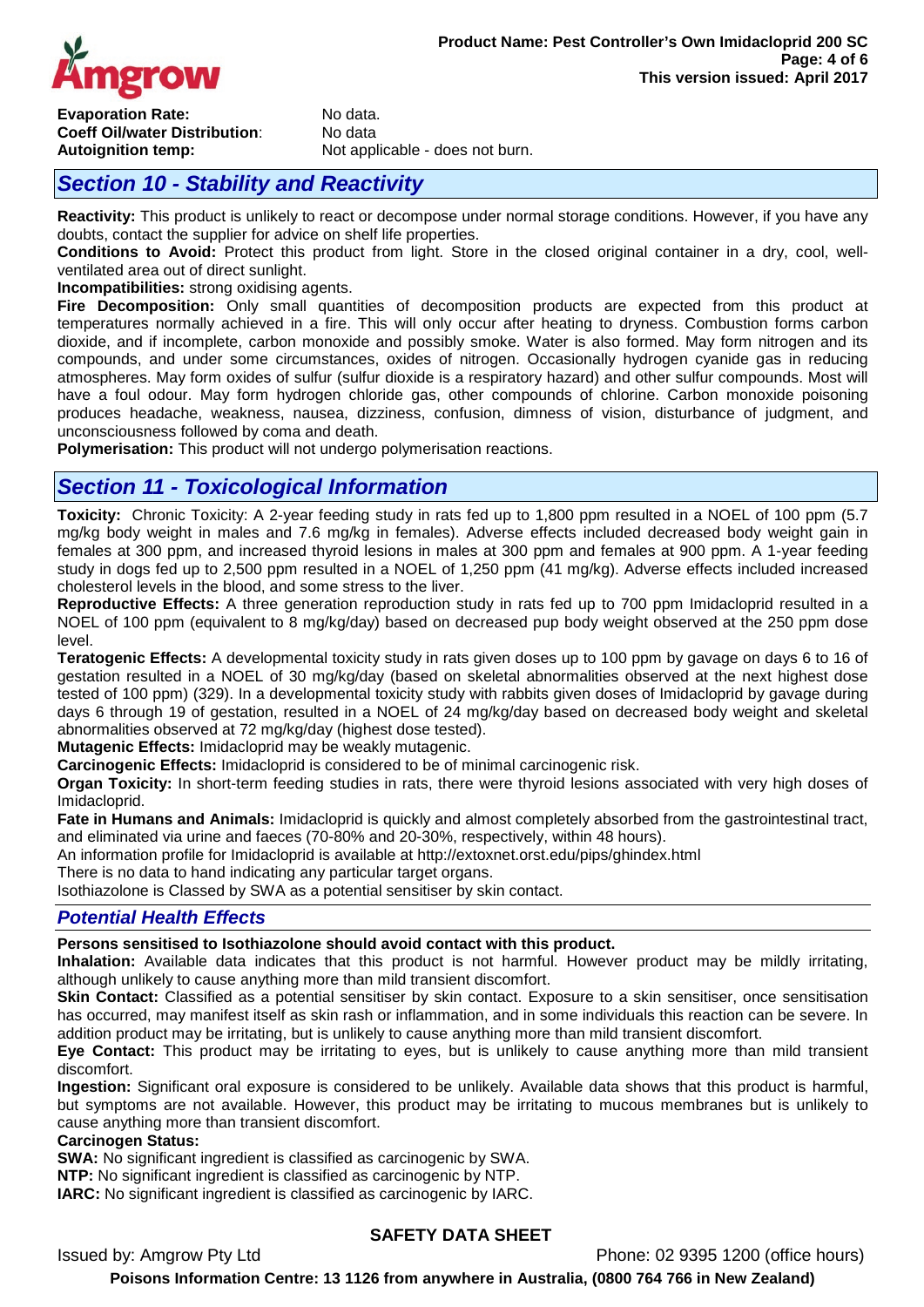**Evaporation Rate:** No data.
**Coeff Oil/water Distribution**: No data
**Autoignition temp:** Not applicable - does not burn.

## Section 10 - Stability and Reactivity

**Reactivity:** This product is unlikely to react or decompose under normal storage conditions. However, if you have any doubts, contact the supplier for advice on shelf life properties.

**Conditions to Avoid:** Protect this product from light. Store in the closed original container in a dry, cool, well-ventilated area out of direct sunlight.

**Incompatibilities:** strong oxidising agents.

**Fire Decomposition:** Only small quantities of decomposition products are expected from this product at temperatures normally achieved in a fire. This will only occur after heating to dryness. Combustion forms carbon dioxide, and if incomplete, carbon monoxide and possibly smoke. Water is also formed. May form nitrogen and its compounds, and under some circumstances, oxides of nitrogen. Occasionally hydrogen cyanide gas in reducing atmospheres. May form oxides of sulfur (sulfur dioxide is a respiratory hazard) and other sulfur compounds. Most will have a foul odour. May form hydrogen chloride gas, other compounds of chlorine. Carbon monoxide poisoning produces headache, weakness, nausea, dizziness, confusion, dimness of vision, disturbance of judgment, and unconsciousness followed by coma and death.

**Polymerisation:** This product will not undergo polymerisation reactions.

## Section 11 - Toxicological Information

**Toxicity:** Chronic Toxicity: A 2-year feeding study in rats fed up to 1,800 ppm resulted in a NOEL of 100 ppm (5.7 mg/kg body weight in males and 7.6 mg/kg in females). Adverse effects included decreased body weight gain in females at 300 ppm, and increased thyroid lesions in males at 300 ppm and females at 900 ppm. A 1-year feeding study in dogs fed up to 2,500 ppm resulted in a NOEL of 1,250 ppm (41 mg/kg). Adverse effects included increased cholesterol levels in the blood, and some stress to the liver.

**Reproductive Effects:** A three generation reproduction study in rats fed up to 700 ppm Imidacloprid resulted in a NOEL of 100 ppm (equivalent to 8 mg/kg/day) based on decreased pup body weight observed at the 250 ppm dose level.

**Teratogenic Effects:** A developmental toxicity study in rats given doses up to 100 ppm by gavage on days 6 to 16 of gestation resulted in a NOEL of 30 mg/kg/day (based on skeletal abnormalities observed at the next highest dose tested of 100 ppm) (329). In a developmental toxicity study with rabbits given doses of Imidacloprid by gavage during days 6 through 19 of gestation, resulted in a NOEL of 24 mg/kg/day based on decreased body weight and skeletal abnormalities observed at 72 mg/kg/day (highest dose tested).

**Mutagenic Effects:** Imidacloprid may be weakly mutagenic.

**Carcinogenic Effects:** Imidacloprid is considered to be of minimal carcinogenic risk.

**Organ Toxicity:** In short-term feeding studies in rats, there were thyroid lesions associated with very high doses of Imidacloprid.

**Fate in Humans and Animals:** Imidacloprid is quickly and almost completely absorbed from the gastrointestinal tract, and eliminated via urine and faeces (70-80% and 20-30%, respectively, within 48 hours).

An information profile for Imidacloprid is available at http://extoxnet.orst.edu/pips/ghindex.html

There is no data to hand indicating any particular target organs.

Isothiazolone is Classed by SWA as a potential sensitiser by skin contact.

### Potential Health Effects

**Persons sensitised to Isothiazolone should avoid contact with this product.**

**Inhalation:** Available data indicates that this product is not harmful. However product may be mildly irritating, although unlikely to cause anything more than mild transient discomfort.

**Skin Contact:** Classified as a potential sensitiser by skin contact. Exposure to a skin sensitiser, once sensitisation has occurred, may manifest itself as skin rash or inflammation, and in some individuals this reaction can be severe. In addition product may be irritating, but is unlikely to cause anything more than mild transient discomfort.

**Eye Contact:** This product may be irritating to eyes, but is unlikely to cause anything more than mild transient discomfort.

**Ingestion:** Significant oral exposure is considered to be unlikely. Available data shows that this product is harmful, but symptoms are not available. However, this product may be irritating to mucous membranes but is unlikely to cause anything more than transient discomfort.

**Carcinogen Status:**

**SWA:** No significant ingredient is classified as carcinogenic by SWA.

**NTP:** No significant ingredient is classified as carcinogenic by NTP.

**IARC:** No significant ingredient is classified as carcinogenic by IARC.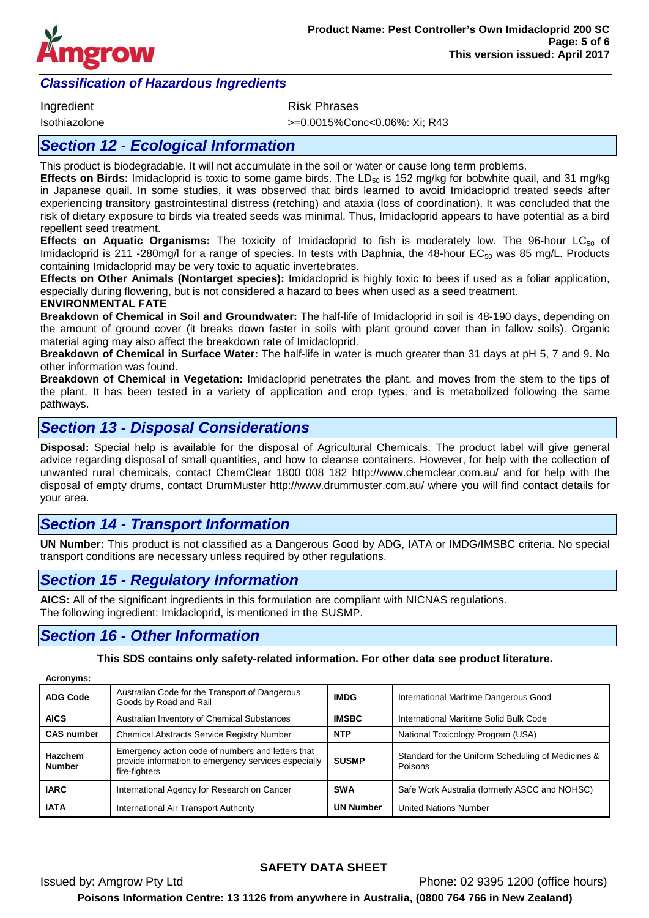### *Classification of Hazardous Ingredients*

| Ingredient | Risk Phrases |
| --- | --- |
| Isothiazolone | >=0.0015%Conc<0.06%: Xi; R43 |

## *Section 12 - Ecological Information*

This product is biodegradable. It will not accumulate in the soil or water or cause long term problems.

**Effects on Birds:** Imidacloprid is toxic to some game birds. The $LD_{50}$ is 152 mg/kg for bobwhite quail, and 31 mg/kg in Japanese quail. In some studies, it was observed that birds learned to avoid Imidacloprid treated seeds after experiencing transitory gastrointestinal distress (retching) and ataxia (loss of coordination). It was concluded that the risk of dietary exposure to birds via treated seeds was minimal. Thus, Imidacloprid appears to have potential as a bird repellent seed treatment.

**Effects on Aquatic Organisms:** The toxicity of Imidacloprid to fish is moderately low. The 96-hour $LC_{50}$ of Imidacloprid is 211 -280mg/l for a range of species. In tests with Daphnia, the 48-hour $EC_{50}$ was 85 mg/L. Products containing Imidacloprid may be very toxic to aquatic invertebrates.

**Effects on Other Animals (Nontarget species):** Imidacloprid is highly toxic to bees if used as a foliar application, especially during flowering, but is not considered a hazard to bees when used as a seed treatment.

**ENVIRONMENTAL FATE**

**Breakdown of Chemical in Soil and Groundwater:** The half-life of Imidacloprid in soil is 48-190 days, depending on the amount of ground cover (it breaks down faster in soils with plant ground cover than in fallow soils). Organic material aging may also affect the breakdown rate of Imidacloprid.

**Breakdown of Chemical in Surface Water:** The half-life in water is much greater than 31 days at pH 5, 7 and 9. No other information was found.

**Breakdown of Chemical in Vegetation:** Imidacloprid penetrates the plant, and moves from the stem to the tips of the plant. It has been tested in a variety of application and crop types, and is metabolized following the same pathways.

## *Section 13 - Disposal Considerations*

**Disposal:** Special help is available for the disposal of Agricultural Chemicals. The product label will give general advice regarding disposal of small quantities, and how to cleanse containers. However, for help with the collection of unwanted rural chemicals, contact ChemClear 1800 008 182 http://www.chemclear.com.au/ and for help with the disposal of empty drums, contact DrumMuster http://www.drummuster.com.au/ where you will find contact details for your area.

## *Section 14 - Transport Information*

**UN Number:** This product is not classified as a Dangerous Good by ADG, IATA or IMDG/IMSBC criteria. No special transport conditions are necessary unless required by other regulations.

## *Section 15 - Regulatory Information*

**AICS:** All of the significant ingredients in this formulation are compliant with NICNAS regulations.
The following ingredient: Imidacloprid, is mentioned in the SUSMP.

## *Section 16 - Other Information*

**This SDS contains only safety-related information. For other data see product literature.**

**Acronyms:**

| | | | |
| --- | --- | --- | --- |
| **ADG Code** | Australian Code for the Transport of Dangerous Goods by Road and Rail | **IMDG** | International Maritime Dangerous Good |
| **AICS** | Australian Inventory of Chemical Substances | **IMSBC** | International Maritime Solid Bulk Code |
| **CAS number** | Chemical Abstracts Service Registry Number | **NTP** | National Toxicology Program (USA) |
| **Hazchem Number** | Emergency action code of numbers and letters that provide information to emergency services especially fire-fighters | **SUSMP** | Standard for the Uniform Scheduling of Medicines & Poisons |
| **IARC** | International Agency for Research on Cancer | **SWA** | Safe Work Australia (formerly ASCC and NOHSC) |
| **IATA** | International Air Transport Authority | **UN Number** | United Nations Number |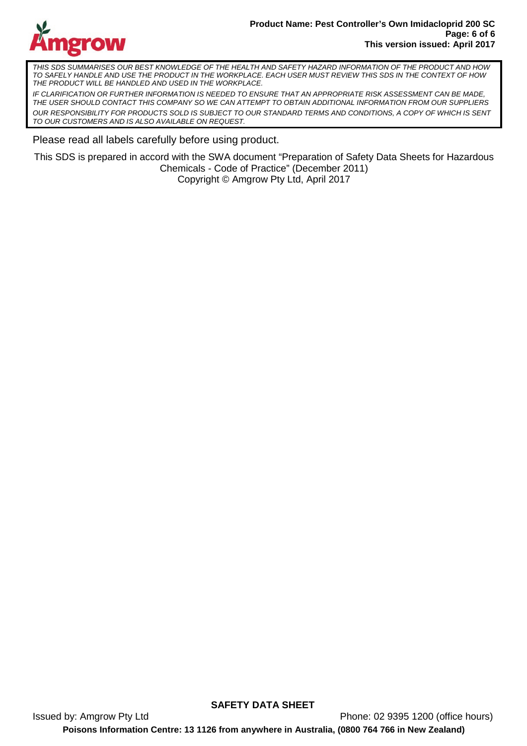*THIS SDS SUMMARISES OUR BEST KNOWLEDGE OF THE HEALTH AND SAFETY HAZARD INFORMATION OF THE PRODUCT AND HOW TO SAFELY HANDLE AND USE THE PRODUCT IN THE WORKPLACE. EACH USER MUST REVIEW THIS SDS IN THE CONTEXT OF HOW THE PRODUCT WILL BE HANDLED AND USED IN THE WORKPLACE.*

*IF CLARIFICATION OR FURTHER INFORMATION IS NEEDED TO ENSURE THAT AN APPROPRIATE RISK ASSESSMENT CAN BE MADE, THE USER SHOULD CONTACT THIS COMPANY SO WE CAN ATTEMPT TO OBTAIN ADDITIONAL INFORMATION FROM OUR SUPPLIERS*

*OUR RESPONSIBILITY FOR PRODUCTS SOLD IS SUBJECT TO OUR STANDARD TERMS AND CONDITIONS, A COPY OF WHICH IS SENT TO OUR CUSTOMERS AND IS ALSO AVAILABLE ON REQUEST.*

Please read all labels carefully before using product.

This SDS is prepared in accord with the SWA document "Preparation of Safety Data Sheets for Hazardous Chemicals - Code of Practice" (December 2011)
Copyright © Amgrow Pty Ltd, April 2017